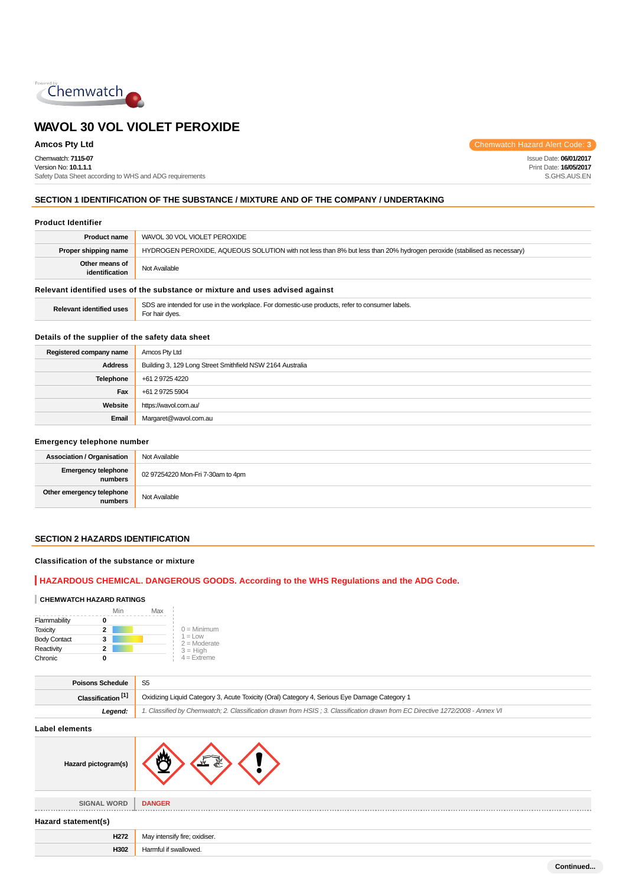# WAVOL 30 VOL VIOLET PEROXIDE

**Amcos Pty Ltd**

Chemwatch Hazard Alert Code: **3**

Chemwatch: **7115-07**
Version No: **10.1.1.1**
Safety Data Sheet according to WHS and ADG requirements

Issue Date: **06/01/2017**
Print Date: **16/05/2017**
S.GHS.AUS.EN

## SECTION 1 IDENTIFICATION OF THE SUBSTANCE / MIXTURE AND OF THE COMPANY / UNDERTAKING

### Product Identifier

| | |
|---|---|
| **Product name** | WAVOL 30 VOL VIOLET PEROXIDE |
| **Proper shipping name** | HYDROGEN PEROXIDE, AQUEOUS SOLUTION with not less than 8% but less than 20% hydrogen peroxide (stabilised as necessary) |
| **Other means of identification** | Not Available |

### Relevant identified uses of the substance or mixture and uses advised against

| | |
|---|---|
| **Relevant identified uses** | SDS are intended for use in the workplace. For domestic-use products, refer to consumer labels.<br>For hair dyes. |

### Details of the supplier of the safety data sheet

| | |
|---|---|
| **Registered company name** | Amcos Pty Ltd |
| **Address** | Building 3, 129 Long Street Smithfield NSW 2164 Australia |
| **Telephone** | +61 2 9725 4220 |
| **Fax** | +61 2 9725 5904 |
| **Website** | https://wavol.com.au/ |
| **Email** | Margaret@wavol.com.au |

### Emergency telephone number

| | |
|---|---|
| **Association / Organisation** | Not Available |
| **Emergency telephone numbers** | 02 97254220 Mon-Fri 7-30am to 4pm |
| **Other emergency telephone numbers** | Not Available |

## SECTION 2 HAZARDS IDENTIFICATION

### Classification of the substance or mixture

**HAZARDOUS CHEMICAL. DANGEROUS GOODS. According to the WHS Regulations and the ADG Code.**

**CHEMWATCH HAZARD RATINGS**

| | Min/Max |
|---|---|
| Flammability | 0 |
| Toxicity | 2 |
| Body Contact | 3 |
| Reactivity | 2 |
| Chronic | 0 |

0 = Minimum
1 = Low
2 = Moderate
3 = High
4 = Extreme

| | |
|---|---|
| **Poisons Schedule** | S5 |
| **Classification [1]** | Oxidizing Liquid Category 3, Acute Toxicity (Oral) Category 4, Serious Eye Damage Category 1 |
| ***Legend:*** | *1. Classified by Chemwatch; 2. Classification drawn from HSIS ; 3. Classification drawn from EC Directive 1272/2008 - Annex VI* |

### Label elements

| | |
|---|---|
| **Hazard pictogram(s)** | |
| **SIGNAL WORD** | **DANGER** |

### Hazard statement(s)

| | |
|---|---|
| **H272** | May intensify fire; oxidiser. |
| **H302** | Harmful if swallowed. |

**Continued...**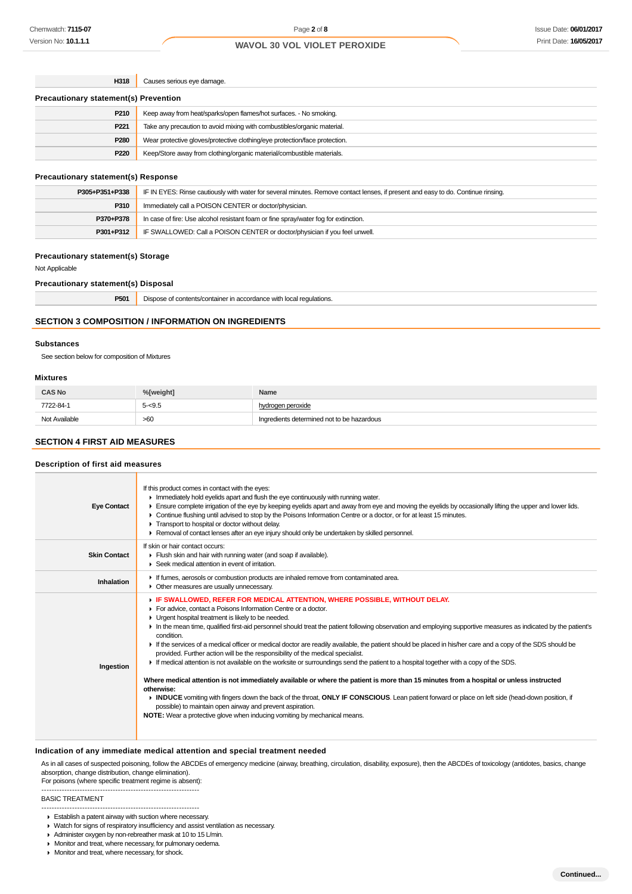| | |
|---|---|
| H318 | Causes serious eye damage. |

**Precautionary statement(s) Prevention**

| | |
|---|---|
| P210 | Keep away from heat/sparks/open flames/hot surfaces. - No smoking. |
| P221 | Take any precaution to avoid mixing with combustibles/organic material. |
| P280 | Wear protective gloves/protective clothing/eye protection/face protection. |
| P220 | Keep/Store away from clothing/organic material/combustible materials. |

**Precautionary statement(s) Response**

| | |
|---|---|
| P305+P351+P338 | IF IN EYES: Rinse cautiously with water for several minutes. Remove contact lenses, if present and easy to do. Continue rinsing. |
| P310 | Immediately call a POISON CENTER or doctor/physician. |
| P370+P378 | In case of fire: Use alcohol resistant foam or fine spray/water fog for extinction. |
| P301+P312 | IF SWALLOWED: Call a POISON CENTER or doctor/physician if you feel unwell. |

**Precautionary statement(s) Storage**

Not Applicable

**Precautionary statement(s) Disposal**

| | |
|---|---|
| P501 | Dispose of contents/container in accordance with local regulations. |

## SECTION 3 COMPOSITION / INFORMATION ON INGREDIENTS

### Substances

See section below for composition of Mixtures

### Mixtures

| CAS No | %[weight] | Name |
|---|---|---|
| 7722-84-1 | 5-<9.5 | hydrogen peroxide |
| Not Available | >60 | Ingredients determined not to be hazardous |

## SECTION 4 FIRST AID MEASURES

### Description of first aid measures

| | |
|---|---|
| Eye Contact | If this product comes in contact with the eyes:<br>▸ Immediately hold eyelids apart and flush the eye continuously with running water.<br>▸ Ensure complete irrigation of the eye by keeping eyelids apart and away from eye and moving the eyelids by occasionally lifting the upper and lower lids.<br>▸ Continue flushing until advised to stop by the Poisons Information Centre or a doctor, or for at least 15 minutes.<br>▸ Transport to hospital or doctor without delay.<br>▸ Removal of contact lenses after an eye injury should only be undertaken by skilled personnel. |
| Skin Contact | If skin or hair contact occurs:<br>▸ Flush skin and hair with running water (and soap if available).<br>▸ Seek medical attention in event of irritation. |
| Inhalation | ▸ If fumes, aerosols or combustion products are inhaled remove from contaminated area.<br>▸ Other measures are usually unnecessary. |
| Ingestion | ▸ **IF SWALLOWED, REFER FOR MEDICAL ATTENTION, WHERE POSSIBLE, WITHOUT DELAY.**<br>▸ For advice, contact a Poisons Information Centre or a doctor.<br>▸ Urgent hospital treatment is likely to be needed.<br>▸ In the mean time, qualified first-aid personnel should treat the patient following observation and employing supportive measures as indicated by the patient's condition.<br>▸ If the services of a medical officer or medical doctor are readily available, the patient should be placed in his/her care and a copy of the SDS should be provided. Further action will be the responsibility of the medical specialist.<br>▸ If medical attention is not available on the worksite or surroundings send the patient to a hospital together with a copy of the SDS.<br><br>**Where medical attention is not immediately available or where the patient is more than 15 minutes from a hospital or unless instructed otherwise:**<br>▸ **INDUCE** vomiting with fingers down the back of the throat, **ONLY IF CONSCIOUS**. Lean patient forward or place on left side (head-down position, if possible) to maintain open airway and prevent aspiration.<br>**NOTE:** Wear a protective glove when inducing vomiting by mechanical means. |

### Indication of any immediate medical attention and special treatment needed

As in all cases of suspected poisoning, follow the ABCDEs of emergency medicine (airway, breathing, circulation, disability, exposure), then the ABCDEs of toxicology (antidotes, basics, change absorption, change distribution, change elimination).
For poisons (where specific treatment regime is absent):

--------------------------------------------------------------
BASIC TREATMENT
--------------------------------------------------------------

- Establish a patent airway with suction where necessary.
- Watch for signs of respiratory insufficiency and assist ventilation as necessary.
- Administer oxygen by non-rebreather mask at 10 to 15 L/min.
- Monitor and treat, where necessary, for pulmonary oedema.
- Monitor and treat, where necessary, for shock.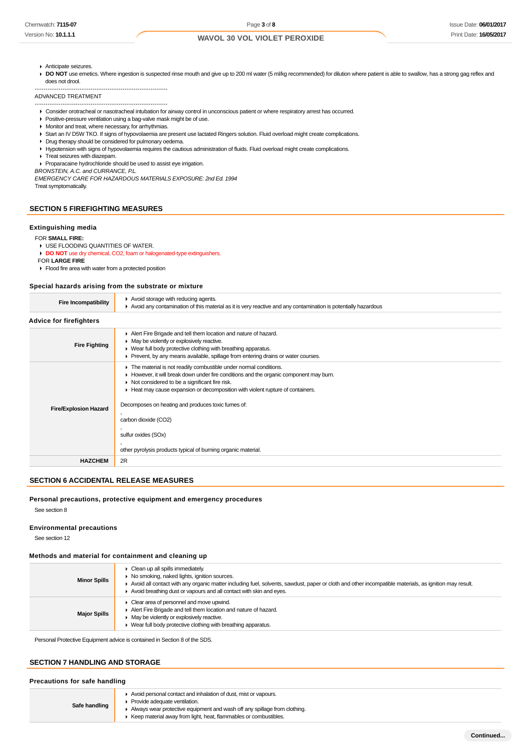- Anticipate seizures.
- **DO NOT** use emetics. Where ingestion is suspected rinse mouth and give up to 200 ml water (5 ml/kg recommended) for dilution where patient is able to swallow, has a strong gag reflex and does not drool.

--------------------------------------------------------------

ADVANCED TREATMENT

--------------------------------------------------------------

- Consider orotracheal or nasotracheal intubation for airway control in unconscious patient or where respiratory arrest has occurred.
- Positive-pressure ventilation using a bag-valve mask might be of use.
- Monitor and treat, where necessary, for arrhythmias.
- Start an IV D5W TKO. If signs of hypovolaemia are present use lactated Ringers solution. Fluid overload might create complications.
- Drug therapy should be considered for pulmonary oedema.
- Hypotension with signs of hypovolaemia requires the cautious administration of fluids. Fluid overload might create complications.
- Treat seizures with diazepam.
- Proparacaine hydrochloride should be used to assist eye irrigation.

*BRONSTEIN, A.C. and CURRANCE, P.L.*

*EMERGENCY CARE FOR HAZARDOUS MATERIALS EXPOSURE: 2nd Ed. 1994*

Treat symptomatically.

## SECTION 5 FIREFIGHTING MEASURES

### Extinguishing media

FOR **SMALL FIRE:**

- USE FLOODING QUANTITIES OF WATER.
- **DO NOT** use dry chemical, $CO_2$, foam or halogenated-type extinguishers.

FOR **LARGE FIRE**

- Flood fire area with water from a protected position

### Special hazards arising from the substrate or mixture

| | |
|---|---|
| **Fire Incompatibility** | ▸ Avoid storage with reducing agents.<br>▸ Avoid any contamination of this material as it is very reactive and any contamination is potentially hazardous |

### Advice for firefighters

| | |
|---|---|
| **Fire Fighting** | ▸ Alert Fire Brigade and tell them location and nature of hazard.<br>▸ May be violently or explosively reactive.<br>▸ Wear full body protective clothing with breathing apparatus.<br>▸ Prevent, by any means available, spillage from entering drains or water courses. |
| **Fire/Explosion Hazard** | ▸ The material is not readily combustible under normal conditions.<br>▸ However, it will break down under fire conditions and the organic component may burn.<br>▸ Not considered to be a significant fire risk.<br>▸ Heat may cause expansion or decomposition with violent rupture of containers.<br><br>Decomposes on heating and produces toxic fumes of:<br>,<br>carbon dioxide ($CO_2$)<br>,<br>sulfur oxides (SOx)<br>,<br>other pyrolysis products typical of burning organic material. |
| **HAZCHEM** | 2R |

## SECTION 6 ACCIDENTAL RELEASE MEASURES

### Personal precautions, protective equipment and emergency procedures

See section 8

### Environmental precautions

See section 12

### Methods and material for containment and cleaning up

| | |
|---|---|
| **Minor Spills** | ▸ Clean up all spills immediately.<br>▸ No smoking, naked lights, ignition sources.<br>▸ Avoid all contact with any organic matter including fuel, solvents, sawdust, paper or cloth and other incompatible materials, as ignition may result.<br>▸ Avoid breathing dust or vapours and all contact with skin and eyes. |
| **Major Spills** | ▸ Clear area of personnel and move upwind.<br>▸ Alert Fire Brigade and tell them location and nature of hazard.<br>▸ May be violently or explosively reactive.<br>▸ Wear full body protective clothing with breathing apparatus. |

Personal Protective Equipment advice is contained in Section 8 of the SDS.

## SECTION 7 HANDLING AND STORAGE

### Precautions for safe handling

| | |
|---|---|
| **Safe handling** | ▸ Avoid personal contact and inhalation of dust, mist or vapours.<br>▸ Provide adequate ventilation.<br>▸ Always wear protective equipment and wash off any spillage from clothing.<br>▸ Keep material away from light, heat, flammables or combustibles. |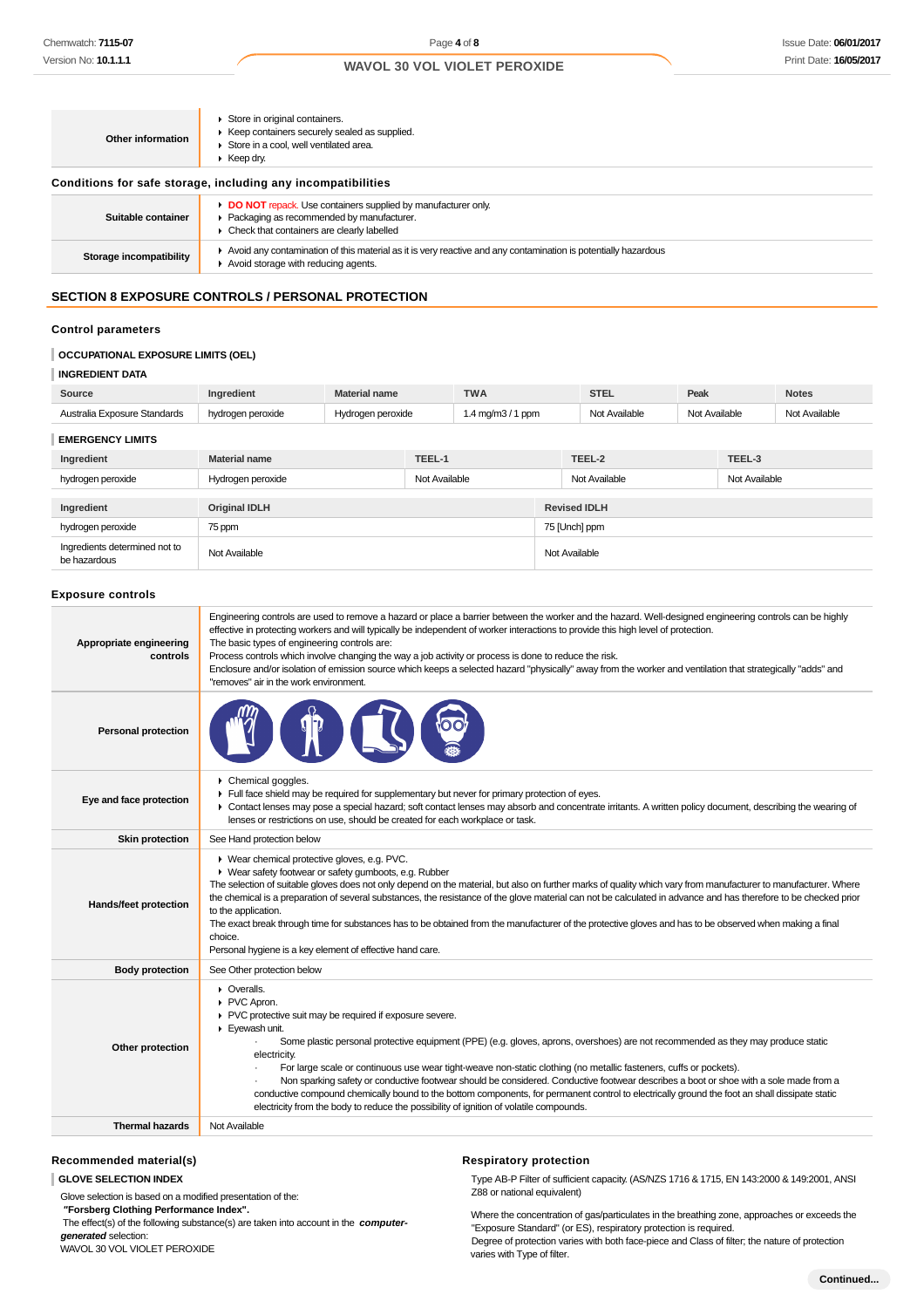| | |
|---|---|
| **Other information** | ▸ Store in original containers.<br>▸ Keep containers securely sealed as supplied.<br>▸ Store in a cool, well ventilated area.<br>▸ Keep dry. |

### Conditions for safe storage, including any incompatibilities

| | |
|---|---|
| **Suitable container** | ▸ **DO NOT** repack. Use containers supplied by manufacturer only.<br>▸ Packaging as recommended by manufacturer.<br>▸ Check that containers are clearly labelled |
| **Storage incompatibility** | ▸ Avoid any contamination of this material as it is very reactive and any contamination is potentially hazardous<br>▸ Avoid storage with reducing agents. |

## SECTION 8 EXPOSURE CONTROLS / PERSONAL PROTECTION

### Control parameters

**OCCUPATIONAL EXPOSURE LIMITS (OEL)**

**INGREDIENT DATA**

| Source | Ingredient | Material name | TWA | STEL | Peak | Notes |
|---|---|---|---|---|---|---|
| Australia Exposure Standards | hydrogen peroxide | Hydrogen peroxide | 1.4 mg/m3 / 1 ppm | Not Available | Not Available | Not Available |

**EMERGENCY LIMITS**

| Ingredient | Material name | TEEL-1 | TEEL-2 | TEEL-3 |
|---|---|---|---|---|
| hydrogen peroxide | Hydrogen peroxide | Not Available | Not Available | Not Available |

| Ingredient | Original IDLH | Revised IDLH |
|---|---|---|
| hydrogen peroxide | 75 ppm | 75 [Unch] ppm |
| Ingredients determined not to be hazardous | Not Available | Not Available |

### Exposure controls

| | |
|---|---|
| **Appropriate engineering controls** | Engineering controls are used to remove a hazard or place a barrier between the worker and the hazard. Well-designed engineering controls can be highly effective in protecting workers and will typically be independent of worker interactions to provide this high level of protection.<br>The basic types of engineering controls are:<br>Process controls which involve changing the way a job activity or process is done to reduce the risk.<br>Enclosure and/or isolation of emission source which keeps a selected hazard "physically" away from the worker and ventilation that strategically "adds" and "removes" air in the work environment. |
| **Personal protection** | |
| **Eye and face protection** | ▸ Chemical goggles.<br>▸ Full face shield may be required for supplementary but never for primary protection of eyes.<br>▸ Contact lenses may pose a special hazard; soft contact lenses may absorb and concentrate irritants. A written policy document, describing the wearing of lenses or restrictions on use, should be created for each workplace or task. |
| **Skin protection** | See Hand protection below |
| **Hands/feet protection** | ▸ Wear chemical protective gloves, e.g. PVC.<br>▸ Wear safety footwear or safety gumboots, e.g. Rubber<br>The selection of suitable gloves does not only depend on the material, but also on further marks of quality which vary from manufacturer to manufacturer. Where the chemical is a preparation of several substances, the resistance of the glove material can not be calculated in advance and has therefore to be checked prior to the application.<br>The exact break through time for substances has to be obtained from the manufacturer of the protective gloves and has to be observed when making a final choice.<br>Personal hygiene is a key element of effective hand care. |
| **Body protection** | See Other protection below |
| **Other protection** | ▸ Overalls.<br>▸ PVC Apron.<br>▸ PVC protective suit may be required if exposure severe.<br>▸ Eyewash unit.<br>· Some plastic personal protective equipment (PPE) (e.g. gloves, aprons, overshoes) are not recommended as they may produce static electricity.<br>· For large scale or continuous use wear tight-weave non-static clothing (no metallic fasteners, cuffs or pockets).<br>· Non sparking safety or conductive footwear should be considered. Conductive footwear describes a boot or shoe with a sole made from a conductive compound chemically bound to the bottom components, for permanent control to electrically ground the foot an shall dissipate static electricity from the body to reduce the possibility of ignition of volatile compounds. |
| **Thermal hazards** | Not Available |

### Recommended material(s)

**GLOVE SELECTION INDEX**

Glove selection is based on a modified presentation of the:
**"Forsberg Clothing Performance Index".**
The effect(s) of the following substance(s) are taken into account in the ***computer-generated*** selection:
WAVOL 30 VOL VIOLET PEROXIDE

### Respiratory protection

Type AB-P Filter of sufficient capacity. (AS/NZS 1716 & 1715, EN 143:2000 & 149:2001, ANSI Z88 or national equivalent)

Where the concentration of gas/particulates in the breathing zone, approaches or exceeds the "Exposure Standard" (or ES), respiratory protection is required.
Degree of protection varies with both face-piece and Class of filter; the nature of protection varies with Type of filter.

**Continued...**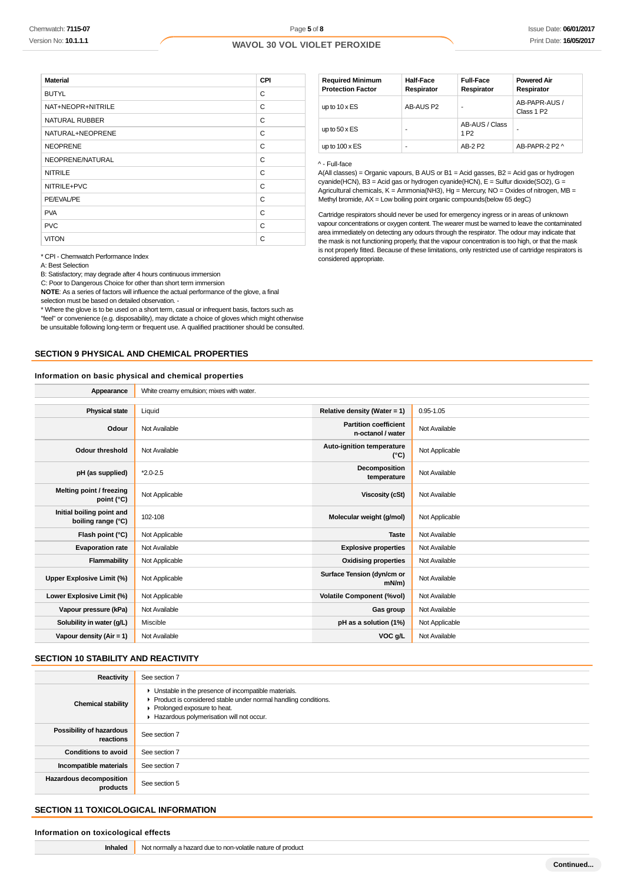| Material | CPI |
|---|---|
| BUTYL | C |
| NAT+NEOPR+NITRILE | C |
| NATURAL RUBBER | C |
| NATURAL+NEOPRENE | C |
| NEOPRENE | C |
| NEOPRENE/NATURAL | C |
| NITRILE | C |
| NITRILE+PVC | C |
| PE/EVAL/PE | C |
| PVA | C |
| PVC | C |
| VITON | C |

* CPI - Chemwatch Performance Index
A: Best Selection
B: Satisfactory; may degrade after 4 hours continuous immersion
C: Poor to Dangerous Choice for other than short term immersion
**NOTE**: As a series of factors will influence the actual performance of the glove, a final selection must be based on detailed observation. -
* Where the glove is to be used on a short term, casual or infrequent basis, factors such as "feel" or convenience (e.g. disposability), may dictate a choice of gloves which might otherwise be unsuitable following long-term or frequent use. A qualified practitioner should be consulted.

| Required Minimum Protection Factor | Half-Face Respirator | Full-Face Respirator | Powered Air Respirator |
|---|---|---|---|
| up to 10 x ES | AB-AUS P2 | - | AB-PAPR-AUS / Class 1 P2 |
| up to 50 x ES | - | AB-AUS / Class 1 P2 | - |
| up to 100 x ES | - | AB-2 P2 | AB-PAPR-2 P2 ^ |

^ - Full-face
A(All classes) = Organic vapours, B AUS or B1 = Acid gasses, B2 = Acid gas or hydrogen cyanide(HCN), B3 = Acid gas or hydrogen cyanide(HCN), E = Sulfur dioxide(SO2), G = Agricultural chemicals, K = Ammonia(NH3), Hg = Mercury, NO = Oxides of nitrogen, MB = Methyl bromide, AX = Low boiling point organic compounds(below 65 degC)

Cartridge respirators should never be used for emergency ingress or in areas of unknown vapour concentrations or oxygen content. The wearer must be warned to leave the contaminated area immediately on detecting any odours through the respirator. The odour may indicate that the mask is not functioning properly, that the vapour concentration is too high, or that the mask is not properly fitted. Because of these limitations, only restricted use of cartridge respirators is considered appropriate.

## SECTION 9 PHYSICAL AND CHEMICAL PROPERTIES

### Information on basic physical and chemical properties

| Appearance | White creamy emulsion; mixes with water. | | |
|---|---|---|---|
| Physical state | Liquid | Relative density (Water = 1) | 0.95-1.05 |
| Odour | Not Available | Partition coefficient n-octanol / water | Not Available |
| Odour threshold | Not Available | Auto-ignition temperature (°C) | Not Applicable |
| pH (as supplied) | *2.0-2.5 | Decomposition temperature | Not Available |
| Melting point / freezing point (°C) | Not Applicable | Viscosity (cSt) | Not Available |
| Initial boiling point and boiling range (°C) | 102-108 | Molecular weight (g/mol) | Not Applicable |
| Flash point (°C) | Not Applicable | Taste | Not Available |
| Evaporation rate | Not Available | Explosive properties | Not Available |
| Flammability | Not Applicable | Oxidising properties | Not Available |
| Upper Explosive Limit (%) | Not Applicable | Surface Tension (dyn/cm or mN/m) | Not Available |
| Lower Explosive Limit (%) | Not Applicable | Volatile Component (%vol) | Not Available |
| Vapour pressure (kPa) | Not Available | Gas group | Not Available |
| Solubility in water (g/L) | Miscible | pH as a solution (1%) | Not Applicable |
| Vapour density (Air = 1) | Not Available | VOC g/L | Not Available |

## SECTION 10 STABILITY AND REACTIVITY

| Reactivity | See section 7 |
|---|---|
| Chemical stability | ▸ Unstable in the presence of incompatible materials.<br>▸ Product is considered stable under normal handling conditions.<br>▸ Prolonged exposure to heat.<br>▸ Hazardous polymerisation will not occur. |
| Possibility of hazardous reactions | See section 7 |
| Conditions to avoid | See section 7 |
| Incompatible materials | See section 7 |
| Hazardous decomposition products | See section 5 |

## SECTION 11 TOXICOLOGICAL INFORMATION

### Information on toxicological effects

| Inhaled | Not normally a hazard due to non-volatile nature of product |
|---|---|

Continued...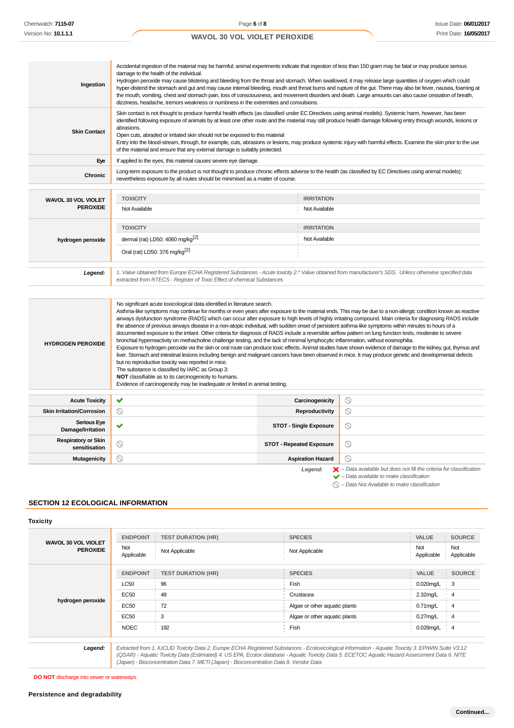| | |
|---|---|
| **Ingestion** | Accidental ingestion of the material may be harmful; animal experiments indicate that ingestion of less than 150 gram may be fatal or may produce serious damage to the health of the individual.<br>Hydrogen peroxide may cause blistering and bleeding from the throat and stomach. When swallowed, it may release large quantities of oxygen which could hyper-distend the stomach and gut and may cause internal bleeding, mouth and throat burns and rupture of the gut. There may also be fever, nausea, foaming at the mouth, vomiting, chest and stomach pain, loss of consciousness, and movement disorders and death. Large amounts can also cause cessation of breath, dizziness, headache, tremors weakness or numbness in the extremities and convulsions. |
| **Skin Contact** | Skin contact is not thought to produce harmful health effects (as classified under EC Directives using animal models). Systemic harm, however, has been identified following exposure of animals by at least one other route and the material may still produce health damage following entry through wounds, lesions or abrasions.<br>Open cuts, abraded or irritated skin should not be exposed to this material<br>Entry into the blood-stream, through, for example, cuts, abrasions or lesions, may produce systemic injury with harmful effects. Examine the skin prior to the use of the material and ensure that any external damage is suitably protected. |
| **Eye** | If applied to the eyes, this material causes severe eye damage. |
| **Chronic** | Long-term exposure to the product is not thought to produce chronic effects adverse to the health (as classified by EC Directives using animal models); nevertheless exposure by all routes should be minimised as a matter of course. |

| | TOXICITY | IRRITATION |
|---|---|---|
| **WAVOL 30 VOL VIOLET PEROXIDE** | Not Available | Not Available |
| | **TOXICITY** | **IRRITATION** |
| **hydrogen peroxide** | dermal (rat) LD50: 4060 mg/kg[2] | Not Available |
| | Oral (rat) LD50: 376 mg/kg[2] | |

**Legend:** *1. Value obtained from Europe ECHA Registered Substances - Acute toxicity 2.\* Value obtained from manufacturer's SDS. Unless otherwise specified data extracted from RTECS - Register of Toxic Effect of chemical Substances*

| | |
|---|---|
| **HYDROGEN PEROXIDE** | No significant acute toxicological data identified in literature search.<br>Asthma-like symptoms may continue for months or even years after exposure to the material ends. This may be due to a non-allergic condition known as reactive airways dysfunction syndrome (RADS) which can occur after exposure to high levels of highly irritating compound. Main criteria for diagnosing RADS include the absence of previous airways disease in a non-atopic individual, with sudden onset of persistent asthma-like symptoms within minutes to hours of a documented exposure to the irritant. Other criteria for diagnosis of RADS include a reversible airflow pattern on lung function tests, moderate to severe bronchial hyperreactivity on methacholine challenge testing, and the lack of minimal lymphocytic inflammation, without eosinophilia.<br>Exposure to hydrogen peroxide via the skin or oral route can produce toxic effects. Animal studies have shown evidence of damage to the kidney, gut, thymus and liver. Stomach and intestinal lesions including benign and malignant cancers have been observed in mice. It may produce genetic and developmental defects but no reproductive toxicity was reported in mice.<br>The substance is classified by IARC as Group 3:<br>**NOT** classifiable as to its carcinogenicity to humans.<br>Evidence of carcinogenicity may be inadequate or limited in animal testing. |

| | | | |
|---|---|---|---|
| **Acute Toxicity** | ✔ | **Carcinogenicity** | ⃠ |
| **Skin Irritation/Corrosion** | ⃠ | **Reproductivity** | ⃠ |
| **Serious Eye Damage/Irritation** | ✔ | **STOT - Single Exposure** | ⃠ |
| **Respiratory or Skin sensitisation** | ⃠ | **STOT - Repeated Exposure** | ⃠ |
| **Mutagenicity** | ⃠ | **Aspiration Hazard** | ⃠ |

*Legend:*
✘ *– Data available but does not fill the criteria for classification*
✔ *– Data available to make classification*
⃠ *– Data Not Available to make classification*

## SECTION 12 ECOLOGICAL INFORMATION

### Toxicity

| | ENDPOINT | TEST DURATION (HR) | SPECIES | VALUE | SOURCE |
|---|---|---|---|---|---|
| **WAVOL 30 VOL VIOLET PEROXIDE** | Not Applicable | Not Applicable | Not Applicable | Not Applicable | Not Applicable |
| | **ENDPOINT** | **TEST DURATION (HR)** | **SPECIES** | **VALUE** | **SOURCE** |
| **hydrogen peroxide** | LC50 | 96 | Fish | 0.020mg/L | 3 |
| | EC50 | 48 | Crustacea | 2.32mg/L | 4 |
| | EC50 | 72 | Algae or other aquatic plants | 0.71mg/L | 4 |
| | EC50 | 3 | Algae or other aquatic plants | 0.27mg/L | 4 |
| | NOEC | 192 | Fish | 0.028mg/L | 4 |

**Legend:** *Extracted from 1. IUCLID Toxicity Data 2. Europe ECHA Registered Substances - Ecotoxicological Information - Aquatic Toxicity 3. EPIWIN Suite V3.12 (QSAR) - Aquatic Toxicity Data (Estimated) 4. US EPA, Ecotox database - Aquatic Toxicity Data 5. ECETOC Aquatic Hazard Assessment Data 6. NITE (Japan) - Bioconcentration Data 7. METI (Japan) - Bioconcentration Data 8. Vendor Data*

**DO NOT** discharge into sewer or waterways.

### Persistence and degradability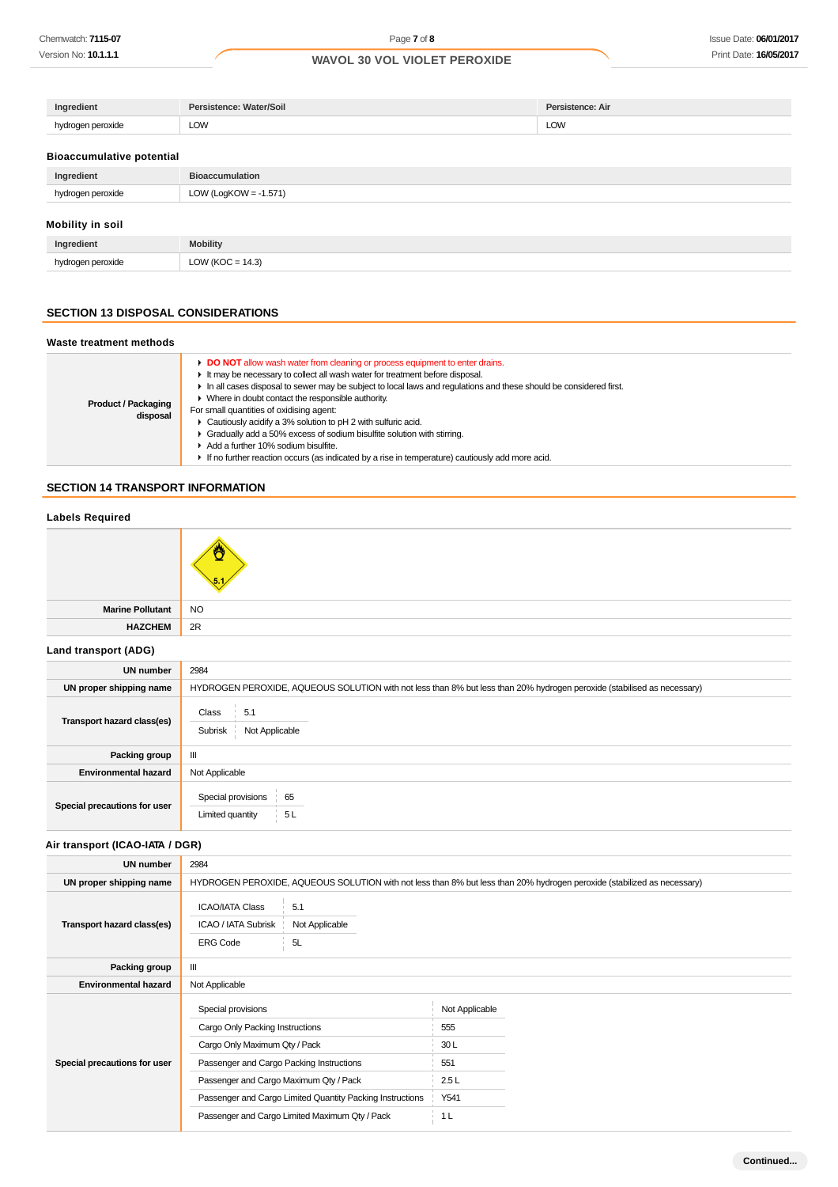| Ingredient | Persistence: Water/Soil | Persistence: Air |
|---|---|---|
| hydrogen peroxide | LOW | LOW |

### Bioaccumulative potential

| Ingredient | Bioaccumulation |
|---|---|
| hydrogen peroxide | LOW (LogKOW = -1.571) |

### Mobility in soil

| Ingredient | Mobility |
|---|---|
| hydrogen peroxide | LOW (KOC = 14.3) |

## SECTION 13 DISPOSAL CONSIDERATIONS

### Waste treatment methods

**Product / Packaging disposal**

- **DO NOT** allow wash water from cleaning or process equipment to enter drains.
- It may be necessary to collect all wash water for treatment before disposal.
- In all cases disposal to sewer may be subject to local laws and regulations and these should be considered first.
- Where in doubt contact the responsible authority.

For small quantities of oxidising agent:

- Cautiously acidify a 3% solution to pH 2 with sulfuric acid.
- Gradually add a 50% excess of sodium bisulfite solution with stirring.
- Add a further 10% sodium bisulfite.
- If no further reaction occurs (as indicated by a rise in temperature) cautiously add more acid.

## SECTION 14 TRANSPORT INFORMATION

### Labels Required

| | |
|---|---|
| | 5.1 |
| **Marine Pollutant** | NO |
| **HAZCHEM** | 2R |

### Land transport (ADG)

| | |
|---|---|
| **UN number** | 2984 |
| **UN proper shipping name** | HYDROGEN PEROXIDE, AQUEOUS SOLUTION with not less than 8% but less than 20% hydrogen peroxide (stabilised as necessary) |
| **Transport hazard class(es)** | Class: 5.1; Subrisk: Not Applicable |
| **Packing group** | III |
| **Environmental hazard** | Not Applicable |
| **Special precautions for user** | Special provisions: 65; Limited quantity: 5 L |

### Air transport (ICAO-IATA / DGR)

| | |
|---|---|
| **UN number** | 2984 |
| **UN proper shipping name** | HYDROGEN PEROXIDE, AQUEOUS SOLUTION with not less than 8% but less than 20% hydrogen peroxide (stabilized as necessary) |
| **Transport hazard class(es)** | ICAO/IATA Class: 5.1; ICAO / IATA Subrisk: Not Applicable; ERG Code: 5L |
| **Packing group** | III |
| **Environmental hazard** | Not Applicable |
| **Special precautions for user** | Special provisions: Not Applicable; Cargo Only Packing Instructions: 555; Cargo Only Maximum Qty / Pack: 30 L; Passenger and Cargo Packing Instructions: 551; Passenger and Cargo Maximum Qty / Pack: 2.5 L; Passenger and Cargo Limited Quantity Packing Instructions: Y541; Passenger and Cargo Limited Maximum Qty / Pack: 1 L |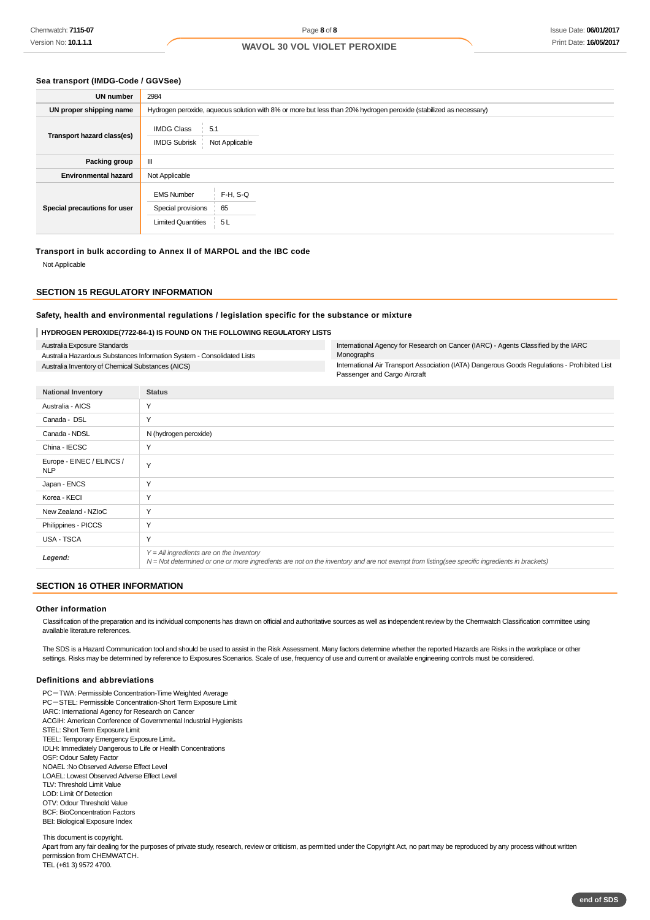### Sea transport (IMDG-Code / GGVSee)

| | |
|---|---|
| **UN number** | 2984 |
| **UN proper shipping name** | Hydrogen peroxide, aqueous solution with 8% or more but less than 20% hydrogen peroxide (stabilized as necessary) |
| **Transport hazard class(es)** | IMDG Class: 5.1<br>IMDG Subrisk: Not Applicable |
| **Packing group** | III |
| **Environmental hazard** | Not Applicable |
| **Special precautions for user** | EMS Number: F-H, S-Q<br>Special provisions: 65<br>Limited Quantities: 5 L |

### Transport in bulk according to Annex II of MARPOL and the IBC code

Not Applicable

## SECTION 15 REGULATORY INFORMATION

### Safety, health and environmental regulations / legislation specific for the substance or mixture

**HYDROGEN PEROXIDE(7722-84-1) IS FOUND ON THE FOLLOWING REGULATORY LISTS**

| | |
|---|---|
| Australia Exposure Standards | International Agency for Research on Cancer (IARC) - Agents Classified by the IARC Monographs |
| Australia Hazardous Substances Information System - Consolidated Lists | International Air Transport Association (IATA) Dangerous Goods Regulations - Prohibited List Passenger and Cargo Aircraft |
| Australia Inventory of Chemical Substances (AICS) | |

| National Inventory | Status |
|---|---|
| Australia - AICS | Y |
| Canada - DSL | Y |
| Canada - NDSL | N (hydrogen peroxide) |
| China - IECSC | Y |
| Europe - EINEC / ELINCS / NLP | Y |
| Japan - ENCS | Y |
| Korea - KECI | Y |
| New Zealand - NZIoC | Y |
| Philippines - PICCS | Y |
| USA - TSCA | Y |
| ***Legend:*** | *Y = All ingredients are on the inventory*<br>*N = Not determined or one or more ingredients are not on the inventory and are not exempt from listing(see specific ingredients in brackets)* |

## SECTION 16 OTHER INFORMATION

### Other information

Classification of the preparation and its individual components has drawn on official and authoritative sources as well as independent review by the Chemwatch Classification committee using available literature references.

The SDS is a Hazard Communication tool and should be used to assist in the Risk Assessment. Many factors determine whether the reported Hazards are Risks in the workplace or other settings. Risks may be determined by reference to Exposures Scenarios. Scale of use, frequency of use and current or available engineering controls must be considered.

### Definitions and abbreviations

PC－TWA: Permissible Concentration-Time Weighted Average
PC－STEL: Permissible Concentration-Short Term Exposure Limit
IARC: International Agency for Research on Cancer
ACGIH: American Conference of Governmental Industrial Hygienists
STEL: Short Term Exposure Limit
TEEL: Temporary Emergency Exposure Limit。
IDLH: Immediately Dangerous to Life or Health Concentrations
OSF: Odour Safety Factor
NOAEL :No Observed Adverse Effect Level
LOAEL: Lowest Observed Adverse Effect Level
TLV: Threshold Limit Value
LOD: Limit Of Detection
OTV: Odour Threshold Value
BCF: BioConcentration Factors
BEI: Biological Exposure Index

This document is copyright.
Apart from any fair dealing for the purposes of private study, research, review or criticism, as permitted under the Copyright Act, no part may be reproduced by any process without written permission from CHEMWATCH.
TEL (+61 3) 9572 4700.

end of SDS